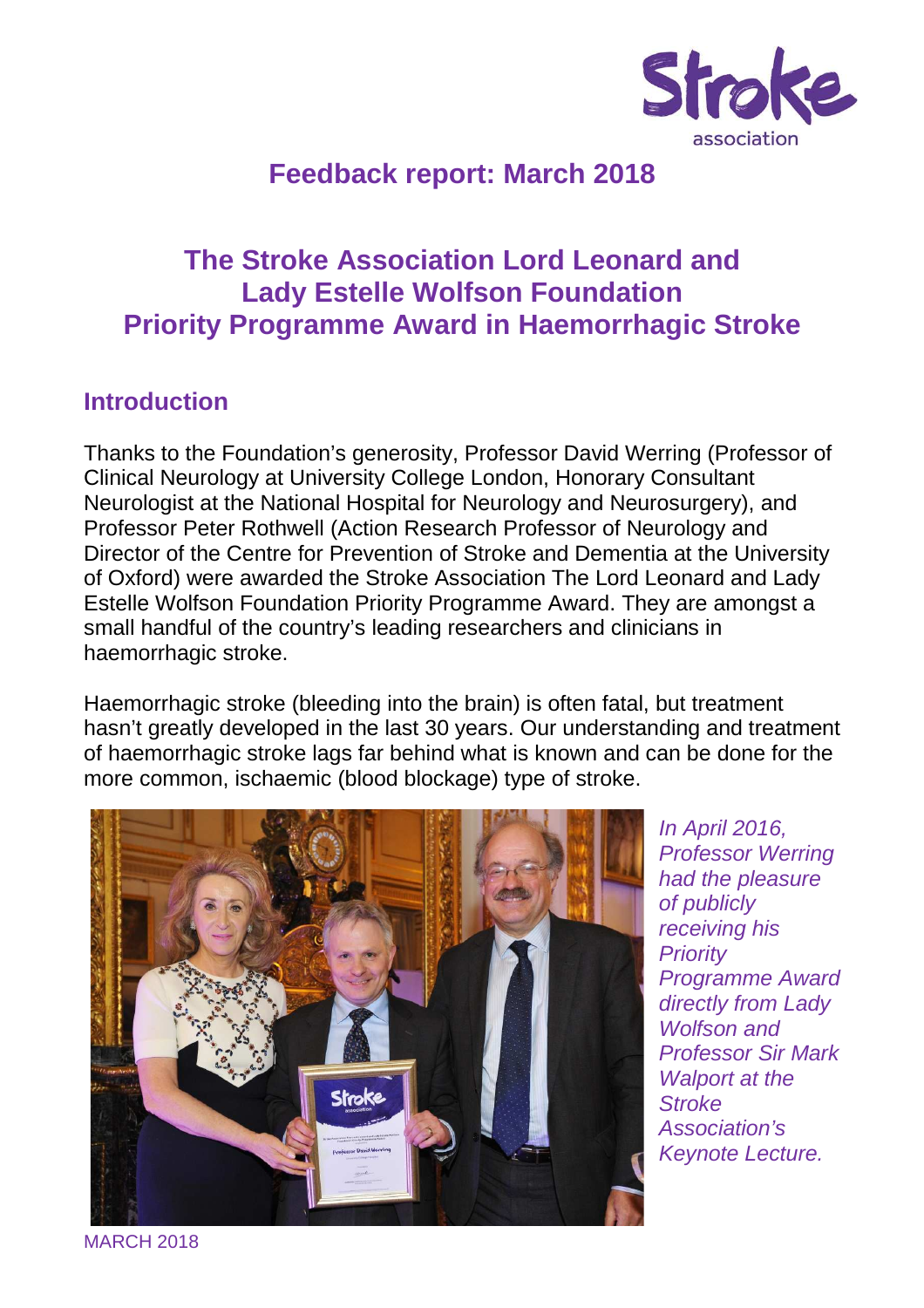# Feedback report: March 2018

## The Stroke Association Lord Leonard and Lady Estelle Wolfson Foundation Priority Programme Award in Haemorrhagic Stroke

### Introduction

Thanks to the Foundation's generosity, Professor David Werring (Professor of Clinical Neurology at University College London, Honorary Consultant Neurologist at the National Hospital for Neurology and Neurosurgery), and Professor Peter Rothwell (Action Research Professor of Neurology and Director of the Centre for Prevention of Stroke and Dementia at the University of Oxford) were awarded the Stroke Association The Lord Leonard and Lady Estelle Wolfson Foundation Priority Programme Award. They are amongst a small handful of the country's leading researchers and clinicians in haemorrhagic stroke.

Haemorrhagic stroke (bleeding into the brain) is often fatal, but treatment hasn't greatly developed in the last 30 years. Our understanding and treatment of haemorrhagic stroke lags far behind what is known and can be done for the more common, ischaemic (blood blockage) type of stroke.

*In April 2016, Professor Werring had the pleasure of publicly receiving his Priority Programme Award directly from Lady Wolfson and Professor Sir Mark Walport at the Stroke Association's Keynote Lecture.*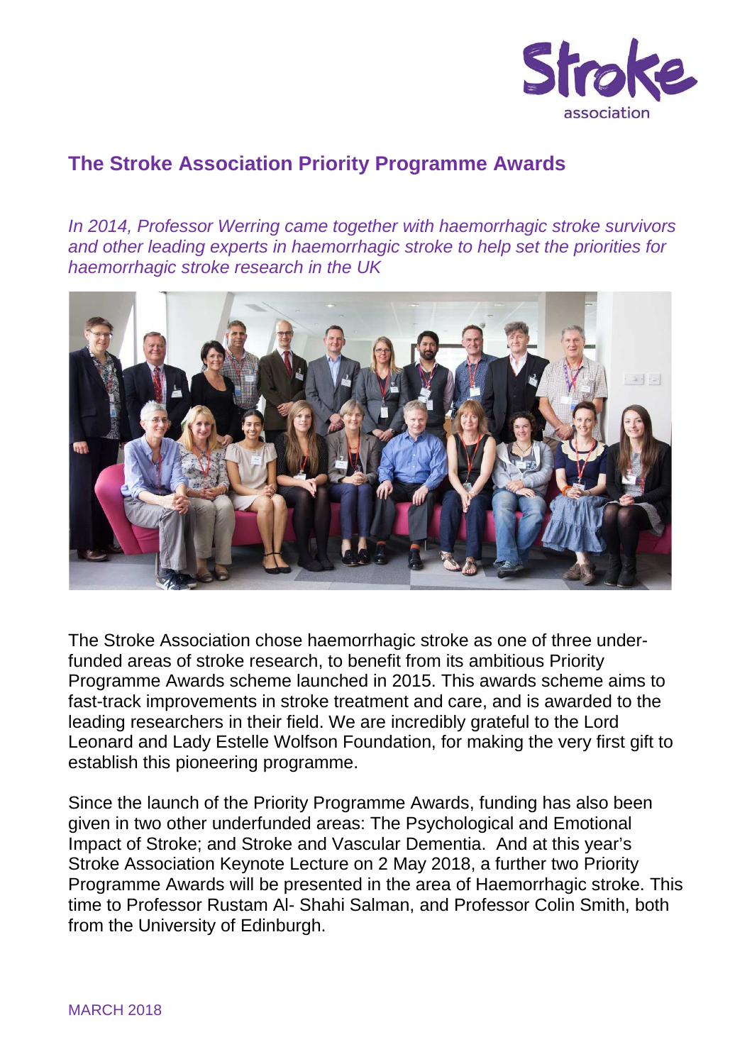## The Stroke Association Priority Programme Awards

*In 2014, Professor Werring came together with haemorrhagic stroke survivors and other leading experts in haemorrhagic stroke to help set the priorities for haemorrhagic stroke research in the UK*

The Stroke Association chose haemorrhagic stroke as one of three under-funded areas of stroke research, to benefit from its ambitious Priority Programme Awards scheme launched in 2015. This awards scheme aims to fast-track improvements in stroke treatment and care, and is awarded to the leading researchers in their field. We are incredibly grateful to the Lord Leonard and Lady Estelle Wolfson Foundation, for making the very first gift to establish this pioneering programme.

Since the launch of the Priority Programme Awards, funding has also been given in two other underfunded areas: The Psychological and Emotional Impact of Stroke; and Stroke and Vascular Dementia. And at this year's Stroke Association Keynote Lecture on 2 May 2018, a further two Priority Programme Awards will be presented in the area of Haemorrhagic stroke. This time to Professor Rustam Al- Shahi Salman, and Professor Colin Smith, both from the University of Edinburgh.

MARCH 2018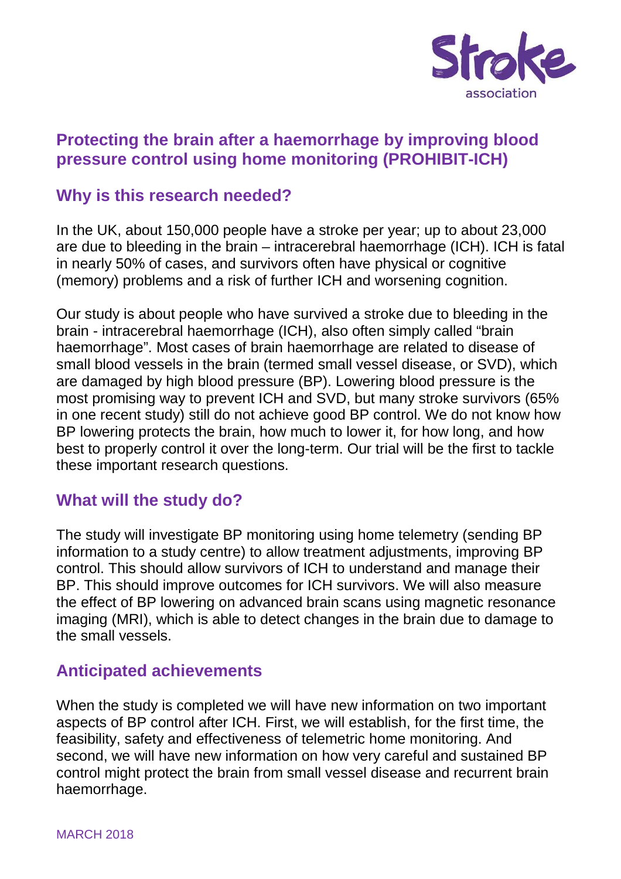## Protecting the brain after a haemorrhage by improving blood pressure control using home monitoring (PROHIBIT-ICH)

### Why is this research needed?

In the UK, about 150,000 people have a stroke per year; up to about 23,000 are due to bleeding in the brain – intracerebral haemorrhage (ICH). ICH is fatal in nearly 50% of cases, and survivors often have physical or cognitive (memory) problems and a risk of further ICH and worsening cognition.

Our study is about people who have survived a stroke due to bleeding in the brain - intracerebral haemorrhage (ICH), also often simply called "brain haemorrhage". Most cases of brain haemorrhage are related to disease of small blood vessels in the brain (termed small vessel disease, or SVD), which are damaged by high blood pressure (BP). Lowering blood pressure is the most promising way to prevent ICH and SVD, but many stroke survivors (65% in one recent study) still do not achieve good BP control. We do not know how BP lowering protects the brain, how much to lower it, for how long, and how best to properly control it over the long-term. Our trial will be the first to tackle these important research questions.

### What will the study do?

The study will investigate BP monitoring using home telemetry (sending BP information to a study centre) to allow treatment adjustments, improving BP control. This should allow survivors of ICH to understand and manage their BP. This should improve outcomes for ICH survivors. We will also measure the effect of BP lowering on advanced brain scans using magnetic resonance imaging (MRI), which is able to detect changes in the brain due to damage to the small vessels.

### Anticipated achievements

When the study is completed we will have new information on two important aspects of BP control after ICH. First, we will establish, for the first time, the feasibility, safety and effectiveness of telemetric home monitoring. And second, we will have new information on how very careful and sustained BP control might protect the brain from small vessel disease and recurrent brain haemorrhage.

MARCH 2018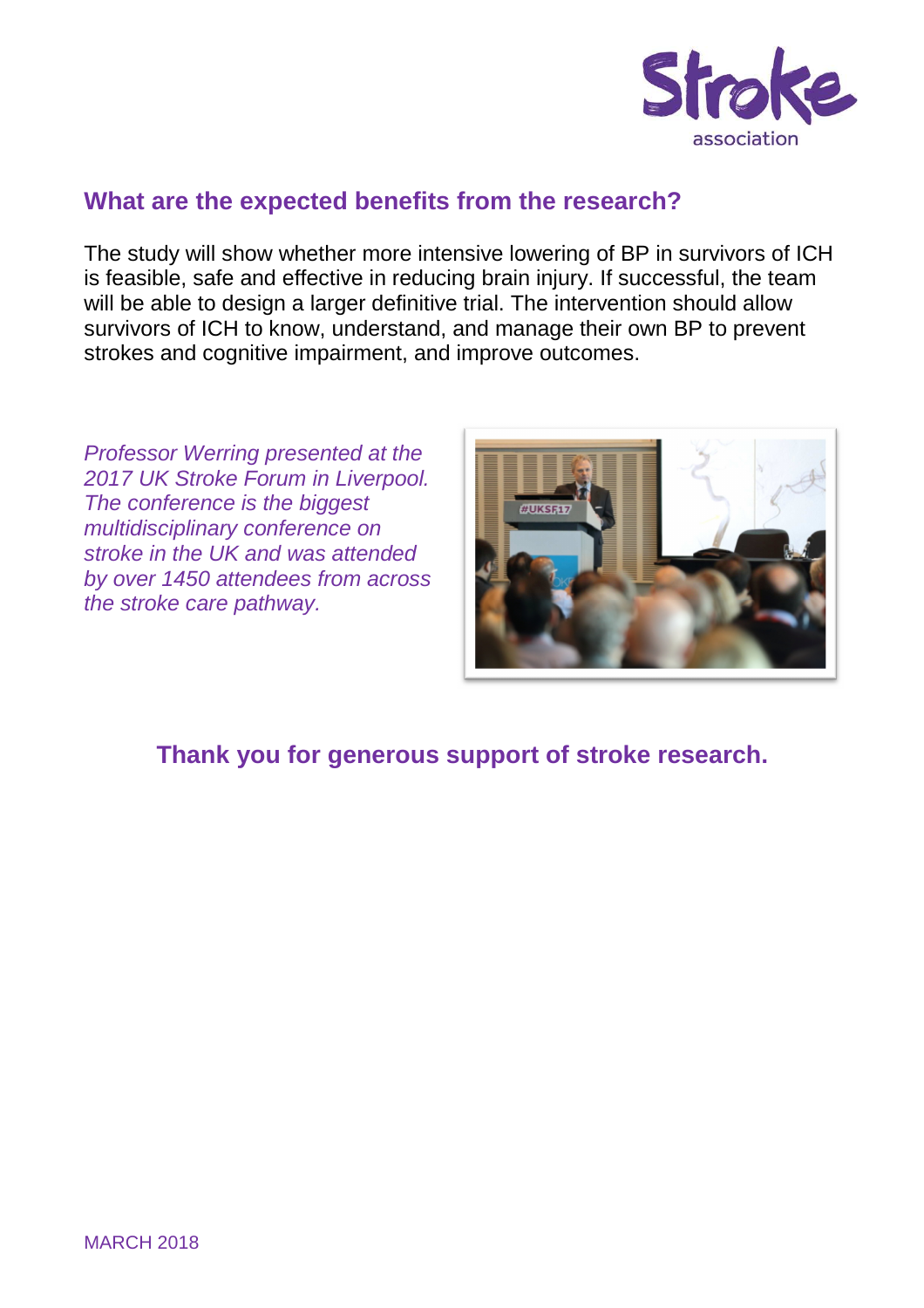## What are the expected benefits from the research?

The study will show whether more intensive lowering of BP in survivors of ICH is feasible, safe and effective in reducing brain injury. If successful, the team will be able to design a larger definitive trial. The intervention should allow survivors of ICH to know, understand, and manage their own BP to prevent strokes and cognitive impairment, and improve outcomes.

*Professor Werring presented at the 2017 UK Stroke Forum in Liverpool. The conference is the biggest multidisciplinary conference on stroke in the UK and was attended by over 1450 attendees from across the stroke care pathway.*

**Thank you for generous support of stroke research.**

MARCH 2018